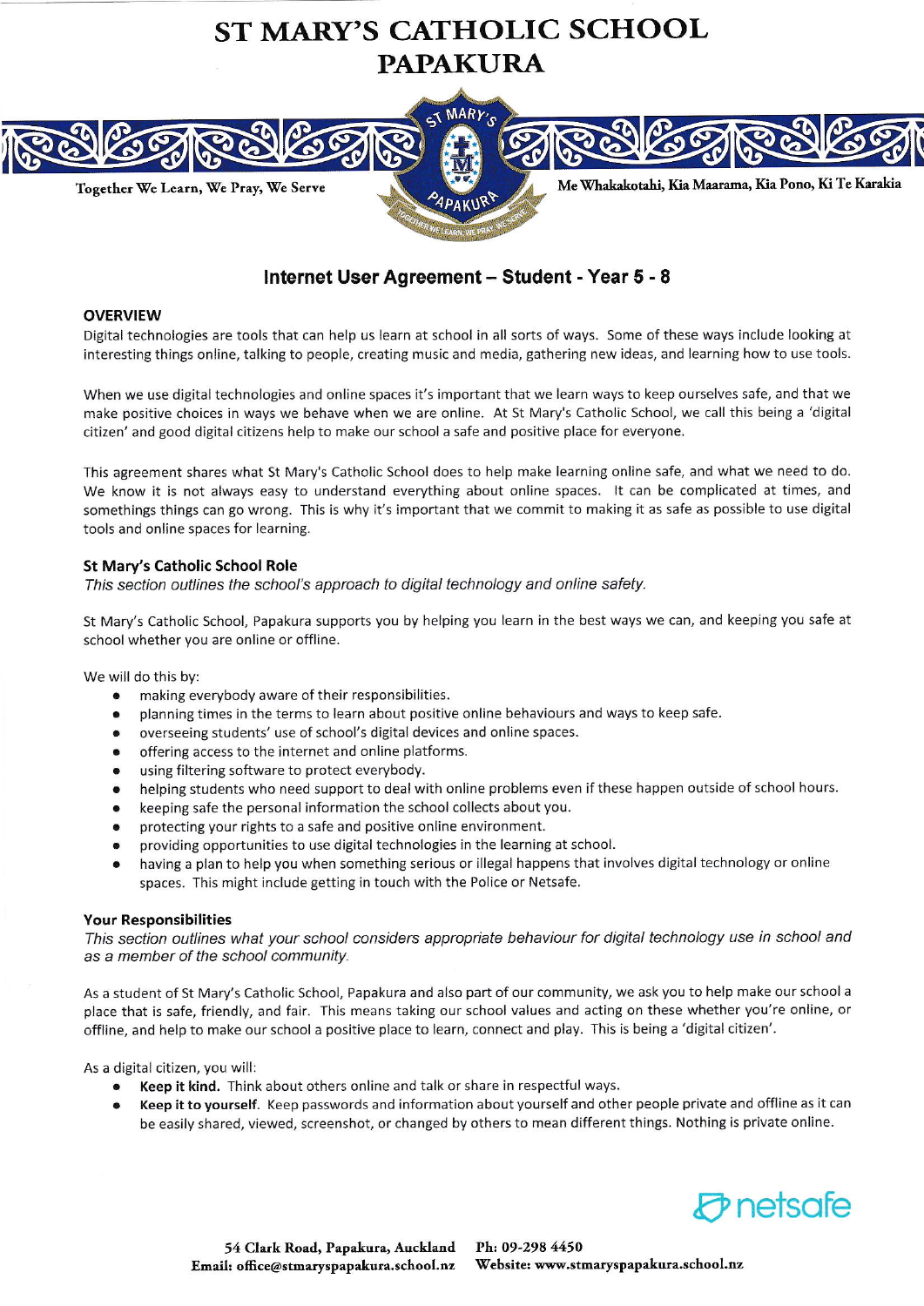# ST MARY'S CATHOLIC SCHOOL
# PAPAKURA

Together We Learn, We Pray, We Serve

Me Whakakotahi, Kia Maarama, Kia Pono, Ki Te Karakia

## Internet User Agreement – Student - Year 5 - 8

### OVERVIEW

Digital technologies are tools that can help us learn at school in all sorts of ways. Some of these ways include looking at interesting things online, talking to people, creating music and media, gathering new ideas, and learning how to use tools.

When we use digital technologies and online spaces it's important that we learn ways to keep ourselves safe, and that we make positive choices in ways we behave when we are online. At St Mary's Catholic School, we call this being a 'digital citizen' and good digital citizens help to make our school a safe and positive place for everyone.

This agreement shares what St Mary's Catholic School does to help make learning online safe, and what we need to do. We know it is not always easy to understand everything about online spaces. It can be complicated at times, and somethings things can go wrong. This is why it's important that we commit to making it as safe as possible to use digital tools and online spaces for learning.

### St Mary's Catholic School Role

*This section outlines the school's approach to digital technology and online safety.*

St Mary's Catholic School, Papakura supports you by helping you learn in the best ways we can, and keeping you safe at school whether you are online or offline.

We will do this by:

- making everybody aware of their responsibilities.
- planning times in the terms to learn about positive online behaviours and ways to keep safe.
- overseeing students' use of school's digital devices and online spaces.
- offering access to the internet and online platforms.
- using filtering software to protect everybody.
- helping students who need support to deal with online problems even if these happen outside of school hours.
- keeping safe the personal information the school collects about you.
- protecting your rights to a safe and positive online environment.
- providing opportunities to use digital technologies in the learning at school.
- having a plan to help you when something serious or illegal happens that involves digital technology or online spaces. This might include getting in touch with the Police or Netsafe.

### Your Responsibilities

*This section outlines what your school considers appropriate behaviour for digital technology use in school and as a member of the school community.*

As a student of St Mary's Catholic School, Papakura and also part of our community, we ask you to help make our school a place that is safe, friendly, and fair. This means taking our school values and acting on these whether you're online, or offline, and help to make our school a positive place to learn, connect and play. This is being a 'digital citizen'.

As a digital citizen, you will:

- **Keep it kind.** Think about others online and talk or share in respectful ways.
- **Keep it to yourself**. Keep passwords and information about yourself and other people private and offline as it can be easily shared, viewed, screenshot, or changed by others to mean different things. Nothing is private online.

netsafe

54 Clark Road, Papakura, Auckland Ph: 09-298 4450
Email: office@stmaryspapakura.school.nz Website: www.stmaryspapakura.school.nz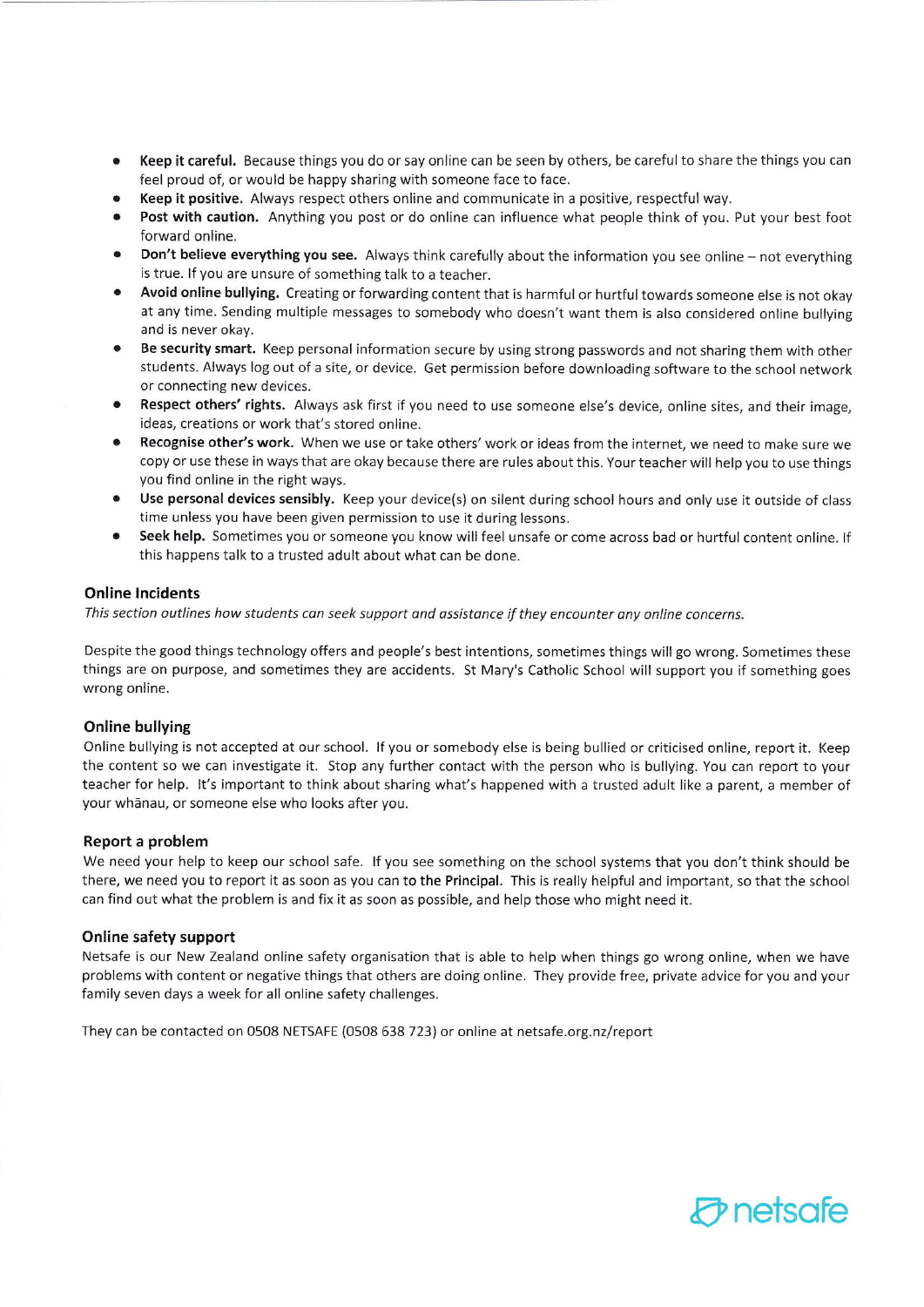- **Keep it careful.** Because things you do or say online can be seen by others, be careful to share the things you can feel proud of, or would be happy sharing with someone face to face.
- **Keep it positive.** Always respect others online and communicate in a positive, respectful way.
- **Post with caution.** Anything you post or do online can influence what people think of you. Put your best foot forward online.
- **Don't believe everything you see.** Always think carefully about the information you see online – not everything is true. If you are unsure of something talk to a teacher.
- **Avoid online bullying.** Creating or forwarding content that is harmful or hurtful towards someone else is not okay at any time. Sending multiple messages to somebody who doesn't want them is also considered online bullying and is never okay.
- **Be security smart.** Keep personal information secure by using strong passwords and not sharing them with other students. Always log out of a site, or device. Get permission before downloading software to the school network or connecting new devices.
- **Respect others' rights.** Always ask first if you need to use someone else's device, online sites, and their image, ideas, creations or work that's stored online.
- **Recognise other's work.** When we use or take others' work or ideas from the internet, we need to make sure we copy or use these in ways that are okay because there are rules about this. Your teacher will help you to use things you find online in the right ways.
- **Use personal devices sensibly.** Keep your device(s) on silent during school hours and only use it outside of class time unless you have been given permission to use it during lessons.
- **Seek help.** Sometimes you or someone you know will feel unsafe or come across bad or hurtful content online. If this happens talk to a trusted adult about what can be done.

### Online Incidents

*This section outlines how students can seek support and assistance if they encounter any online concerns.*

Despite the good things technology offers and people's best intentions, sometimes things will go wrong. Sometimes these things are on purpose, and sometimes they are accidents. St Mary's Catholic School will support you if something goes wrong online.

### Online bullying

Online bullying is not accepted at our school. If you or somebody else is being bullied or criticised online, report it. Keep the content so we can investigate it. Stop any further contact with the person who is bullying. You can report to your teacher for help. It's important to think about sharing what's happened with a trusted adult like a parent, a member of your whānau, or someone else who looks after you.

### Report a problem

We need your help to keep our school safe. If you see something on the school systems that you don't think should be there, we need you to report it as soon as you can to the Principal. This is really helpful and important, so that the school can find out what the problem is and fix it as soon as possible, and help those who might need it.

### Online safety support

Netsafe is our New Zealand online safety organisation that is able to help when things go wrong online, when we have problems with content or negative things that others are doing online. They provide free, private advice for you and your family seven days a week for all online safety challenges.

They can be contacted on 0508 NETSAFE (0508 638 723) or online at netsafe.org.nz/report

netsafe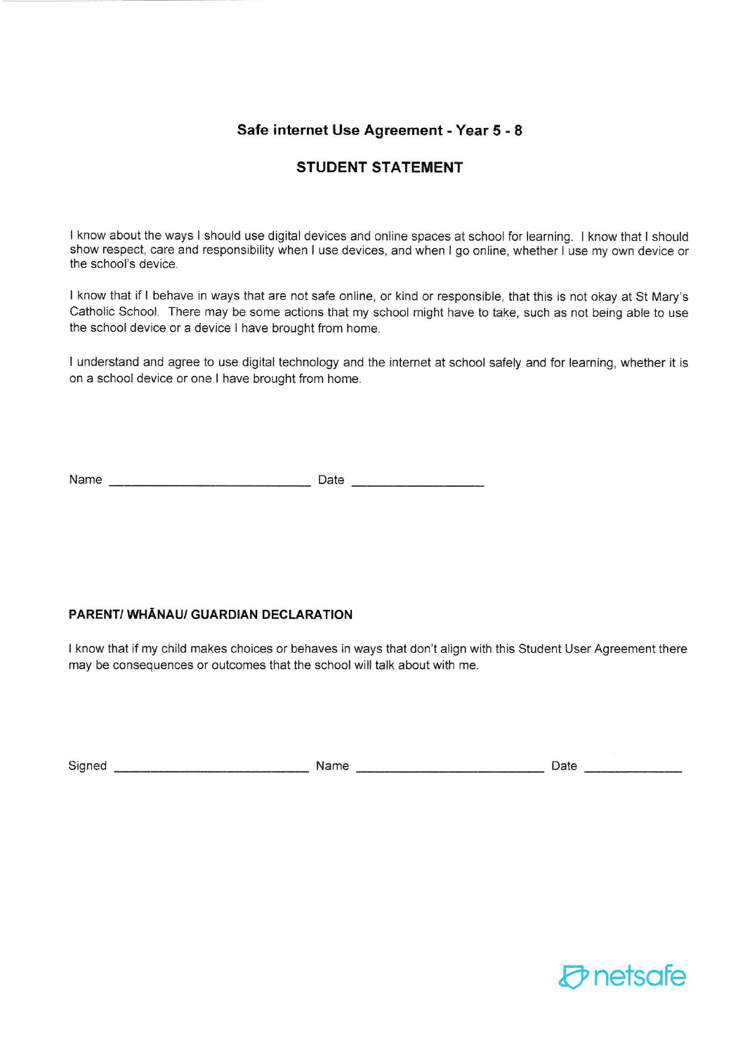## Safe internet Use Agreement - Year 5 - 8

## STUDENT STATEMENT

I know about the ways I should use digital devices and online spaces at school for learning. I know that I should show respect, care and responsibility when I use devices, and when I go online, whether I use my own device or the school's device.

I know that if I behave in ways that are not safe online, or kind or responsible, that this is not okay at St Mary's Catholic School. There may be some actions that my school might have to take, such as not being able to use the school device or a device I have brought from home.

I understand and agree to use digital technology and the internet at school safely and for learning, whether it is on a school device or one I have brought from home.

Name ____________________________ Date __________________

### PARENT/ WHĀNAU/ GUARDIAN DECLARATION

I know that if my child makes choices or behaves in ways that don't align with this Student User Agreement there may be consequences or outcomes that the school will talk about with me.

Signed ___________________________ Name __________________________ Date _____________

netsafe